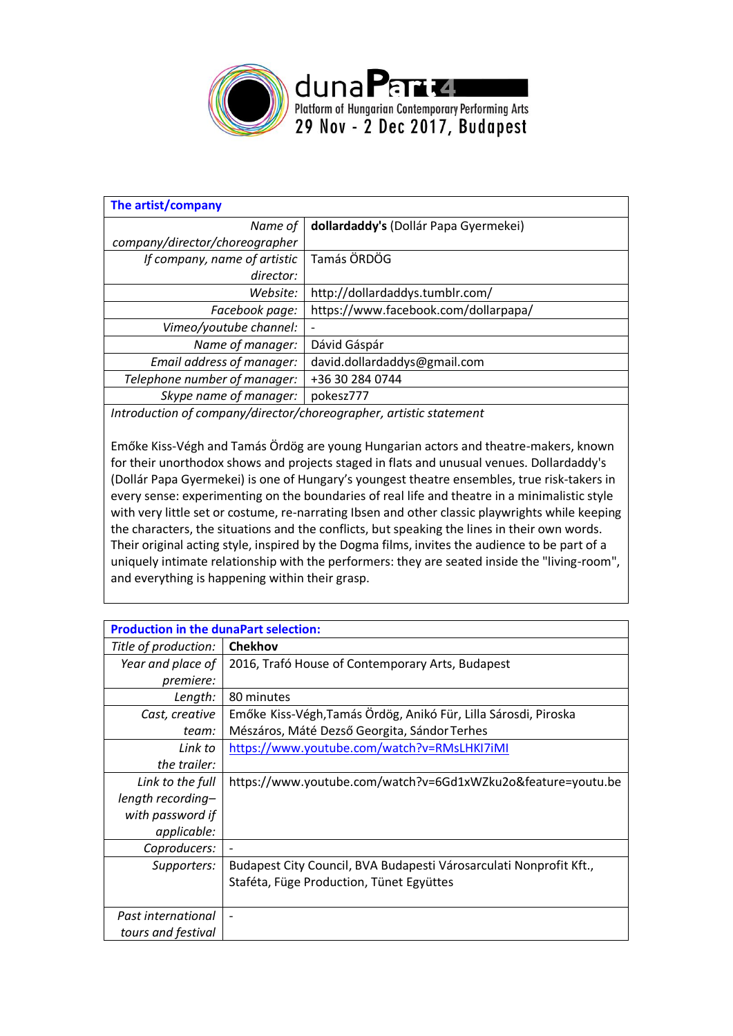dunaPart4
Platform of Hungarian Contemporary Performing Arts
29 Nov - 2 Dec 2017, Budapest

| **The artist/company** | |
|---|---|
| *Name of company/director/choreographer* | **dollardaddy's** (Dollár Papa Gyermekei) |
| *If company, name of artistic director:* | Tamás ÖRDÖG |
| *Website:* | http://dollardaddys.tumblr.com/ |
| *Facebook page:* | https://www.facebook.com/dollarpapa/ |
| *Vimeo/youtube channel:* | - |
| *Name of manager:* | Dávid Gáspár |
| *Email address of manager:* | david.dollardaddys@gmail.com |
| *Telephone number of manager:* | +36 30 284 0744 |
| *Skype name of manager:* | pokesz777 |

*Introduction of company/director/choreographer, artistic statement*

Emőke Kiss-Végh and Tamás Ördög are young Hungarian actors and theatre-makers, known for their unorthodox shows and projects staged in flats and unusual venues. Dollardaddy's (Dollár Papa Gyermekei) is one of Hungary's youngest theatre ensembles, true risk-takers in every sense: experimenting on the boundaries of real life and theatre in a minimalistic style with very little set or costume, re-narrating Ibsen and other classic playwrights while keeping the characters, the situations and the conflicts, but speaking the lines in their own words. Their original acting style, inspired by the Dogma films, invites the audience to be part of a uniquely intimate relationship with the performers: they are seated inside the "living-room", and everything is happening within their grasp.

| **Production in the dunaPart selection:** | |
|---|---|
| *Title of production:* | **Chekhov** |
| *Year and place of premiere:* | 2016, Trafó House of Contemporary Arts, Budapest |
| *Length:* | 80 minutes |
| *Cast, creative team:* | Emőke Kiss-Végh,Tamás Ördög, Anikó Für, Lilla Sárosdi, Piroska Mészáros, Máté Dezső Georgita, Sándor Terhes |
| *Link to the trailer:* | https://www.youtube.com/watch?v=RMsLHKI7iMI |
| *Link to the full length recording– with password if applicable:* | https://www.youtube.com/watch?v=6Gd1xWZku2o&feature=youtu.be |
| *Coproducers:* | - |
| *Supporters:* | Budapest City Council, BVA Budapesti Városarculati Nonprofit Kft., Staféta, Füge Production, Tünet Együttes |
| *Past international tours and festival* | - |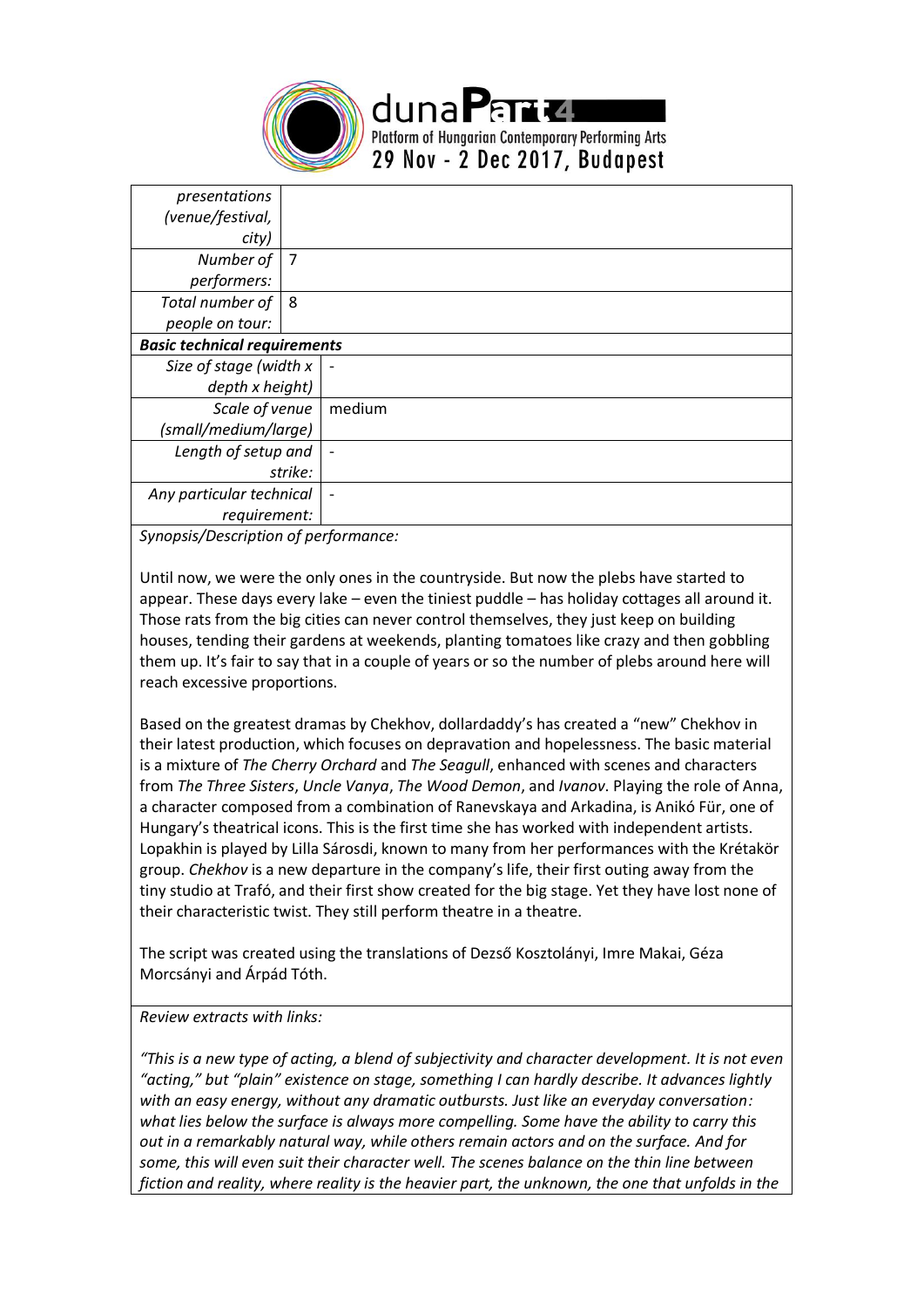| *presentations (venue/festival, city)* | |
|---|---|
| *Number of performers:* | 7 |
| *Total number of people on tour:* | 8 |
| ***Basic technical requirements*** | |
| *Size of stage (width x depth x height)* | - |
| *Scale of venue (small/medium/large)* | medium |
| *Length of setup and strike:* | - |
| *Any particular technical requirement:* | - |

*Synopsis/Description of performance:*

Until now, we were the only ones in the countryside. But now the plebs have started to appear. These days every lake – even the tiniest puddle – has holiday cottages all around it. Those rats from the big cities can never control themselves, they just keep on building houses, tending their gardens at weekends, planting tomatoes like crazy and then gobbling them up. It's fair to say that in a couple of years or so the number of plebs around here will reach excessive proportions.

Based on the greatest dramas by Chekhov, dollardaddy's has created a "new" Chekhov in their latest production, which focuses on depravation and hopelessness. The basic material is a mixture of *The Cherry Orchard* and *The Seagull*, enhanced with scenes and characters from *The Three Sisters*, *Uncle Vanya*, *The Wood Demon*, and *Ivanov*. Playing the role of Anna, a character composed from a combination of Ranevskaya and Arkadina, is Anikó Für, one of Hungary's theatrical icons. This is the first time she has worked with independent artists. Lopakhin is played by Lilla Sárosdi, known to many from her performances with the Krétakör group. *Chekhov* is a new departure in the company's life, their first outing away from the tiny studio at Trafó, and their first show created for the big stage. Yet they have lost none of their characteristic twist. They still perform theatre in a theatre.

The script was created using the translations of Dezső Kosztolányi, Imre Makai, Géza Morcsányi and Árpád Tóth.

*Review extracts with links:*

*"This is a new type of acting, a blend of subjectivity and character development. It is not even "acting," but "plain" existence on stage, something I can hardly describe. It advances lightly with an easy energy, without any dramatic outbursts. Just like an everyday conversation: what lies below the surface is always more compelling. Some have the ability to carry this out in a remarkably natural way, while others remain actors and on the surface. And for some, this will even suit their character well. The scenes balance on the thin line between fiction and reality, where reality is the heavier part, the unknown, the one that unfolds in the*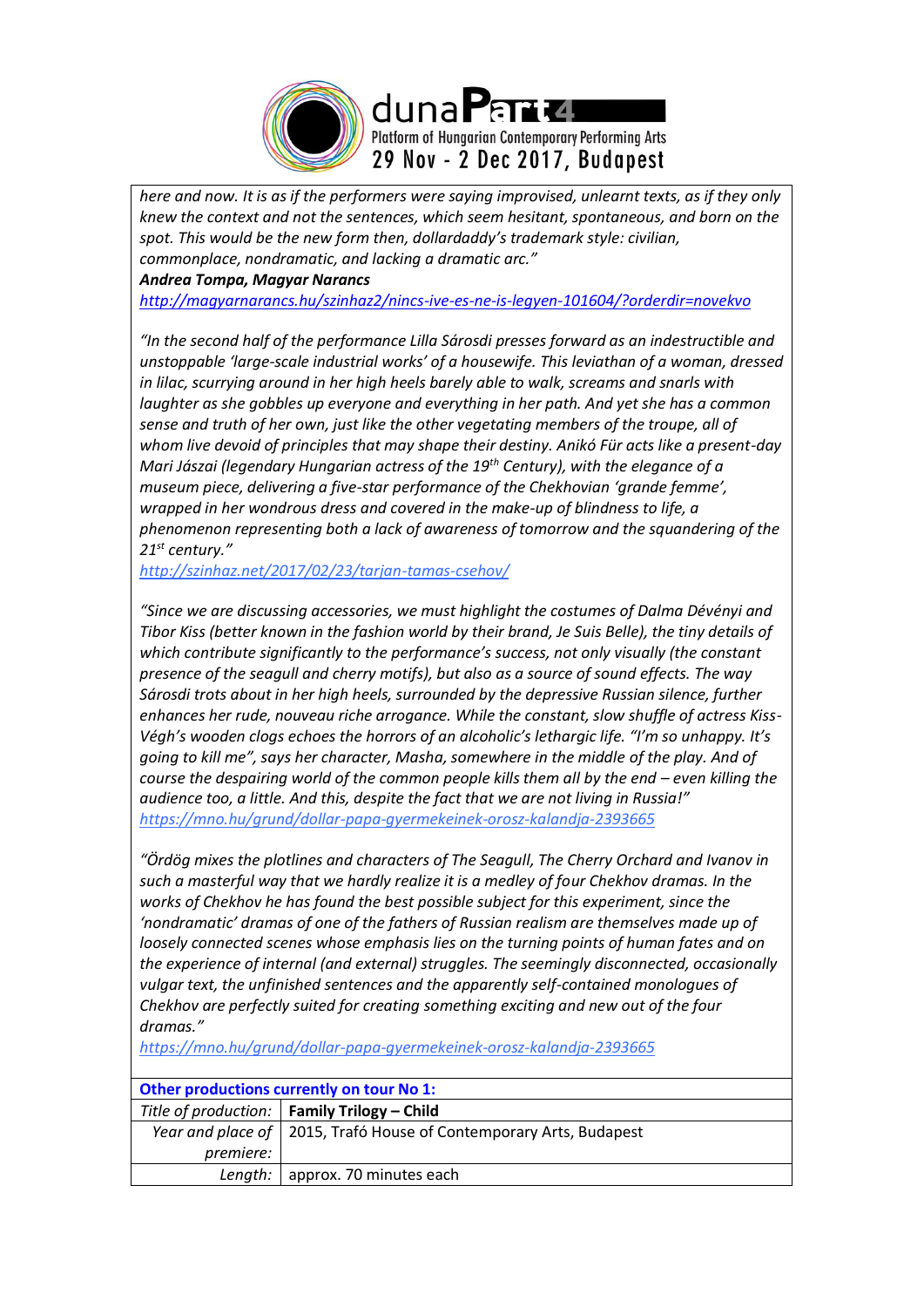here and now. It is as if the performers were saying improvised, unlearnt texts, as if they only knew the context and not the sentences, which seem hesitant, spontaneous, and born on the spot. This would be the new form then, dollardaddy's trademark style: civilian, commonplace, nondramatic, and lacking a dramatic arc."
***Andrea Tompa, Magyar Narancs***
http://magyarnarancs.hu/szinhaz2/nincs-ive-es-ne-is-legyen-101604/?orderdir=novekvo

*"In the second half of the performance Lilla Sárosdi presses forward as an indestructible and unstoppable 'large-scale industrial works' of a housewife. This leviathan of a woman, dressed in lilac, scurrying around in her high heels barely able to walk, screams and snarls with laughter as she gobbles up everyone and everything in her path. And yet she has a common sense and truth of her own, just like the other vegetating members of the troupe, all of whom live devoid of principles that may shape their destiny. Anikó Für acts like a present-day Mari Jászai (legendary Hungarian actress of the 19th Century), with the elegance of a museum piece, delivering a five-star performance of the Chekhovian 'grande femme', wrapped in her wondrous dress and covered in the make-up of blindness to life, a phenomenon representing both a lack of awareness of tomorrow and the squandering of the 21st century."*
http://szinhaz.net/2017/02/23/tarjan-tamas-csehov/

*"Since we are discussing accessories, we must highlight the costumes of Dalma Dévényi and Tibor Kiss (better known in the fashion world by their brand, Je Suis Belle), the tiny details of which contribute significantly to the performance's success, not only visually (the constant presence of the seagull and cherry motifs), but also as a source of sound effects. The way Sárosdi trots about in her high heels, surrounded by the depressive Russian silence, further enhances her rude, nouveau riche arrogance. While the constant, slow shuffle of actress Kiss-Végh's wooden clogs echoes the horrors of an alcoholic's lethargic life. "I'm so unhappy. It's going to kill me", says her character, Masha, somewhere in the middle of the play. And of course the despairing world of the common people kills them all by the end – even killing the audience too, a little. And this, despite the fact that we are not living in Russia!"*
https://mno.hu/grund/dollar-papa-gyermekeinek-orosz-kalandja-2393665

*"Ördög mixes the plotlines and characters of The Seagull, The Cherry Orchard and Ivanov in such a masterful way that we hardly realize it is a medley of four Chekhov dramas. In the works of Chekhov he has found the best possible subject for this experiment, since the 'nondramatic' dramas of one of the fathers of Russian realism are themselves made up of loosely connected scenes whose emphasis lies on the turning points of human fates and on the experience of internal (and external) struggles. The seemingly disconnected, occasionally vulgar text, the unfinished sentences and the apparently self-contained monologues of Chekhov are perfectly suited for creating something exciting and new out of the four dramas."*
https://mno.hu/grund/dollar-papa-gyermekeinek-orosz-kalandja-2393665

| **Other productions currently on tour No 1:** | |
|---|---|
| *Title of production:* | **Family Trilogy – Child** |
| *Year and place of premiere:* | 2015, Trafó House of Contemporary Arts, Budapest |
| *Length:* | approx. 70 minutes each |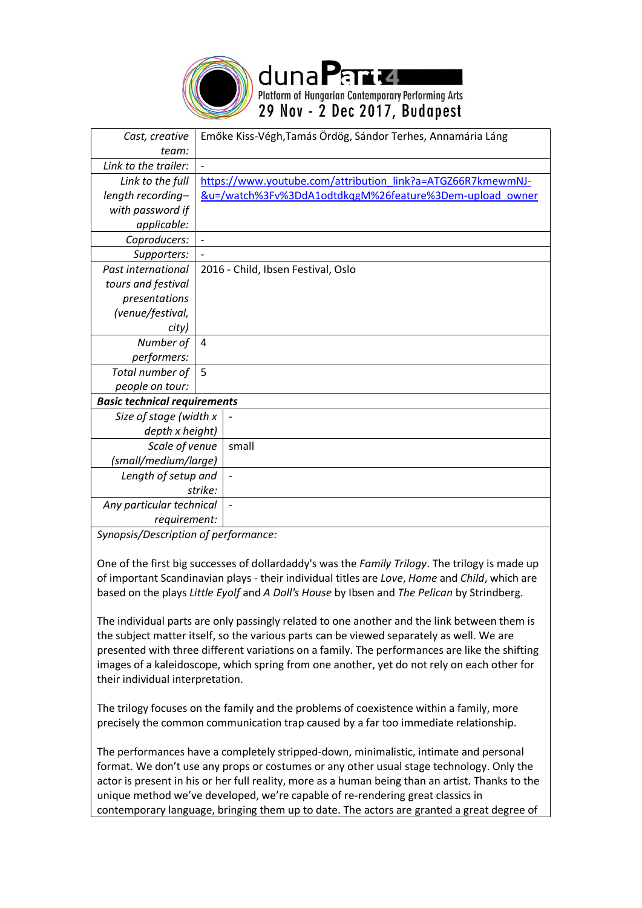dunaPart 4
Platform of Hungarian Contemporary Performing Arts
29 Nov - 2 Dec 2017, Budapest

| | |
|---|---|
| *Cast, creative team:* | Emőke Kiss-Végh,Tamás Ördög, Sándor Terhes, Annamária Láng |
| *Link to the trailer:* | - |
| *Link to the full length recording– with password if applicable:* | https://www.youtube.com/attribution_link?a=ATGZ66R7kmewmNJ-&u=/watch%3Fv%3DdA1odtdkqgM%26feature%3Dem-upload_owner |
| *Coproducers:* | - |
| *Supporters:* | - |
| *Past international tours and festival presentations (venue/festival, city)* | 2016 - Child, Ibsen Festival, Oslo |
| *Number of performers:* | 4 |
| *Total number of people on tour:* | 5 |

***Basic technical requirements***

| | |
|---|---|
| *Size of stage (width x depth x height)* | - |
| *Scale of venue (small/medium/large)* | small |
| *Length of setup and strike:* | - |
| *Any particular technical requirement:* | - |

*Synopsis/Description of performance:*

One of the first big successes of dollardaddy's was the *Family Trilogy*. The trilogy is made up of important Scandinavian plays - their individual titles are *Love*, *Home* and *Child*, which are based on the plays *Little Eyolf* and *A Doll's House* by Ibsen and *The Pelican* by Strindberg.

The individual parts are only passingly related to one another and the link between them is the subject matter itself, so the various parts can be viewed separately as well. We are presented with three different variations on a family. The performances are like the shifting images of a kaleidoscope, which spring from one another, yet do not rely on each other for their individual interpretation.

The trilogy focuses on the family and the problems of coexistence within a family, more precisely the common communication trap caused by a far too immediate relationship.

The performances have a completely stripped-down, minimalistic, intimate and personal format. We don't use any props or costumes or any other usual stage technology. Only the actor is present in his or her full reality, more as a human being than an artist. Thanks to the unique method we've developed, we're capable of re-rendering great classics in contemporary language, bringing them up to date. The actors are granted a great degree of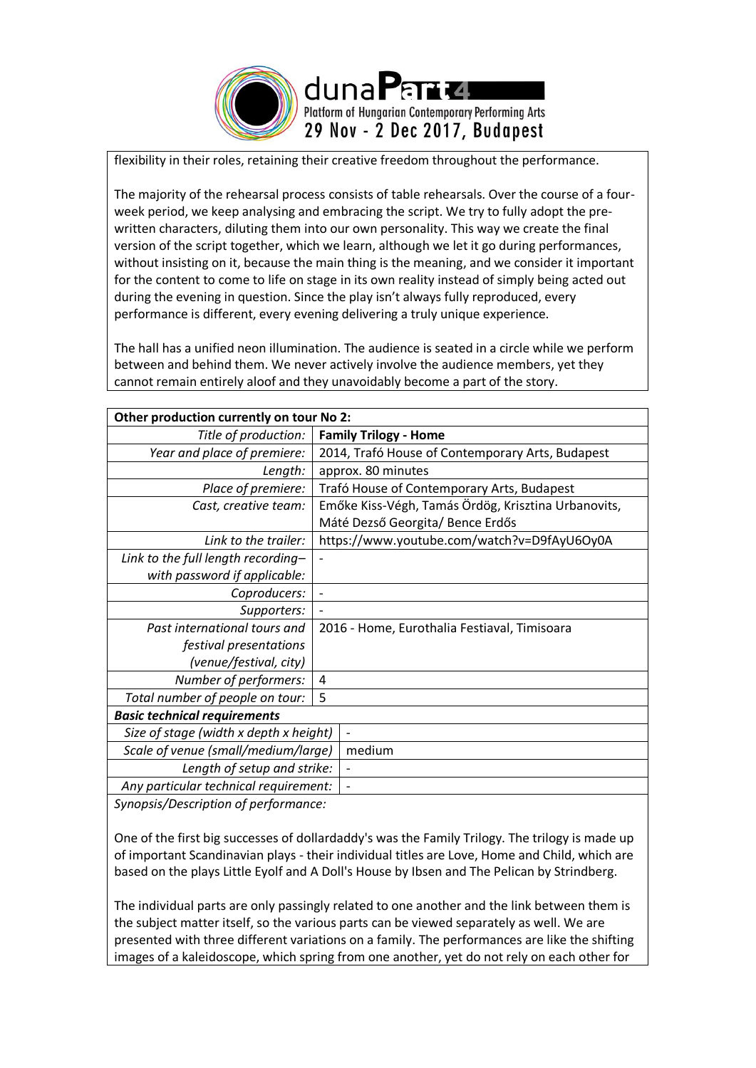flexibility in their roles, retaining their creative freedom throughout the performance.

The majority of the rehearsal process consists of table rehearsals. Over the course of a four-week period, we keep analysing and embracing the script. We try to fully adopt the pre-written characters, diluting them into our own personality. This way we create the final version of the script together, which we learn, although we let it go during performances, without insisting on it, because the main thing is the meaning, and we consider it important for the content to come to life on stage in its own reality instead of simply being acted out during the evening in question. Since the play isn't always fully reproduced, every performance is different, every evening delivering a truly unique experience.

The hall has a unified neon illumination. The audience is seated in a circle while we perform between and behind them. We never actively involve the audience members, yet they cannot remain entirely aloof and they unavoidably become a part of the story.

| **Other production currently on tour No 2:** | |
|---|---|
| *Title of production:* | **Family Trilogy - Home** |
| *Year and place of premiere:* | 2014, Trafó House of Contemporary Arts, Budapest |
| *Length:* | approx. 80 minutes |
| *Place of premiere:* | Trafó House of Contemporary Arts, Budapest |
| *Cast, creative team:* | Emőke Kiss-Végh, Tamás Ördög, Krisztina Urbanovits, Máté Dezső Georgita/ Bence Erdős |
| *Link to the trailer:* | https://www.youtube.com/watch?v=D9fAyU6Oy0A |
| *Link to the full length recording– with password if applicable:* | - |
| *Coproducers:* | - |
| *Supporters:* | - |
| *Past international tours and festival presentations (venue/festival, city)* | 2016 - Home, Eurothalia Festaval, Timisoara |
| *Number of performers:* | 4 |
| *Total number of people on tour:* | 5 |
| ***Basic technical requirements*** | |
| *Size of stage (width x depth x height)* | - |
| *Scale of venue (small/medium/large)* | medium |
| *Length of setup and strike:* | - |
| *Any particular technical requirement:* | - |

*Synopsis/Description of performance:*

One of the first big successes of dollardaddy's was the Family Trilogy. The trilogy is made up of important Scandinavian plays - their individual titles are Love, Home and Child, which are based on the plays Little Eyolf and A Doll's House by Ibsen and The Pelican by Strindberg.

The individual parts are only passingly related to one another and the link between them is the subject matter itself, so the various parts can be viewed separately as well. We are presented with three different variations on a family. The performances are like the shifting images of a kaleidoscope, which spring from one another, yet do not rely on each other for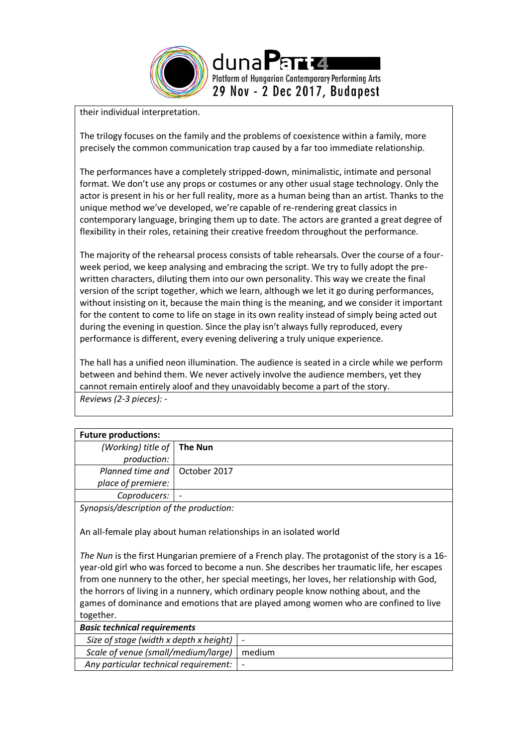their individual interpretation.

The trilogy focuses on the family and the problems of coexistence within a family, more precisely the common communication trap caused by a far too immediate relationship.

The performances have a completely stripped-down, minimalistic, intimate and personal format. We don't use any props or costumes or any other usual stage technology. Only the actor is present in his or her full reality, more as a human being than an artist. Thanks to the unique method we've developed, we're capable of re-rendering great classics in contemporary language, bringing them up to date. The actors are granted a great degree of flexibility in their roles, retaining their creative freedom throughout the performance.

The majority of the rehearsal process consists of table rehearsals. Over the course of a four-week period, we keep analysing and embracing the script. We try to fully adopt the pre-written characters, diluting them into our own personality. This way we create the final version of the script together, which we learn, although we let it go during performances, without insisting on it, because the main thing is the meaning, and we consider it important for the content to come to life on stage in its own reality instead of simply being acted out during the evening in question. Since the play isn't always fully reproduced, every performance is different, every evening delivering a truly unique experience.

The hall has a unified neon illumination. The audience is seated in a circle while we perform between and behind them. We never actively involve the audience members, yet they cannot remain entirely aloof and they unavoidably become a part of the story.

*Reviews (2-3 pieces):* -

| **Future productions:** | |
|---|---|
| *(Working) title of production:* | **The Nun** |
| *Planned time and place of premiere:* | October 2017 |
| *Coproducers:* | - |

*Synopsis/description of the production:*

An all-female play about human relationships in an isolated world

*The Nun* is the first Hungarian premiere of a French play. The protagonist of the story is a 16-year-old girl who was forced to become a nun. She describes her traumatic life, her escapes from one nunnery to the other, her special meetings, her loves, her relationship with God, the horrors of living in a nunnery, which ordinary people know nothing about, and the games of dominance and emotions that are played among women who are confined to live together.

| ***Basic technical requirements*** | |
|---|---|
| *Size of stage (width x depth x height)* | - |
| *Scale of venue (small/medium/large)* | medium |
| *Any particular technical requirement:* | - |